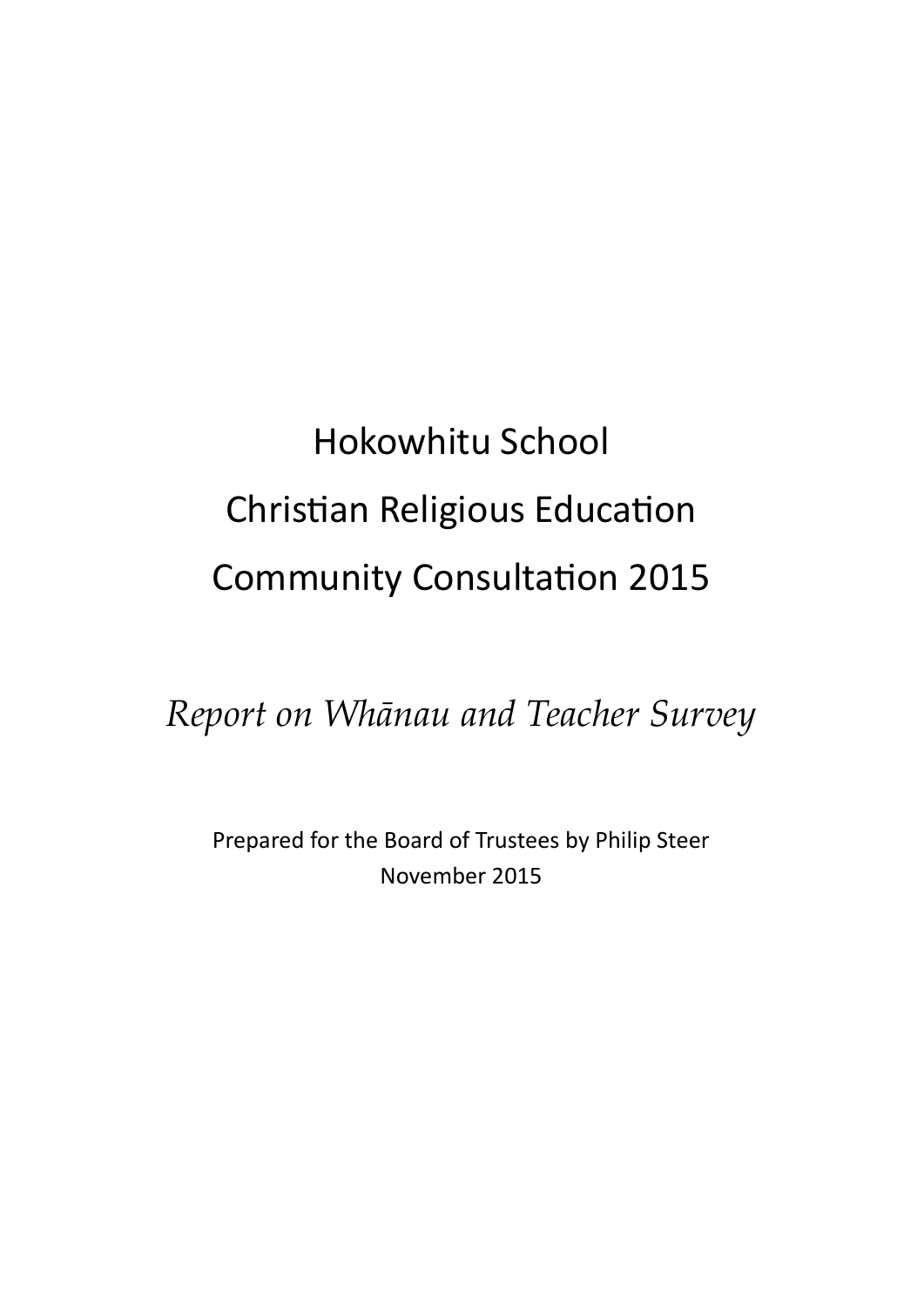# Hokowhitu School
# Christian Religious Education
# Community Consultation 2015

*Report on Whānau and Teacher Survey*

Prepared for the Board of Trustees by Philip Steer
November 2015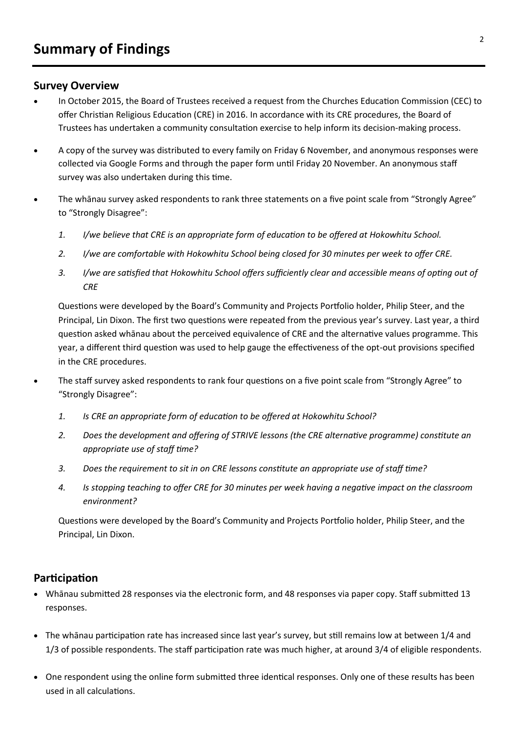# Summary of Findings

## Survey Overview

- In October 2015, the Board of Trustees received a request from the Churches Education Commission (CEC) to offer Christian Religious Education (CRE) in 2016. In accordance with its CRE procedures, the Board of Trustees has undertaken a community consultation exercise to help inform its decision-making process.

- A copy of the survey was distributed to every family on Friday 6 November, and anonymous responses were collected via Google Forms and through the paper form until Friday 20 November. An anonymous staff survey was also undertaken during this time.

- The whānau survey asked respondents to rank three statements on a five point scale from "Strongly Agree" to "Strongly Disagree":

  1. *I/we believe that CRE is an appropriate form of education to be offered at Hokowhitu School.*
  2. *I/we are comfortable with Hokowhitu School being closed for 30 minutes per week to offer CRE.*
  3. *I/we are satisfied that Hokowhitu School offers sufficiently clear and accessible means of opting out of CRE*

  Questions were developed by the Board's Community and Projects Portfolio holder, Philip Steer, and the Principal, Lin Dixon. The first two questions were repeated from the previous year's survey. Last year, a third question asked whānau about the perceived equivalence of CRE and the alternative values programme. This year, a different third question was used to help gauge the effectiveness of the opt-out provisions specified in the CRE procedures.

- The staff survey asked respondents to rank four questions on a five point scale from "Strongly Agree" to "Strongly Disagree":

  1. *Is CRE an appropriate form of education to be offered at Hokowhitu School?*
  2. *Does the development and offering of STRIVE lessons (the CRE alternative programme) constitute an appropriate use of staff time?*
  3. *Does the requirement to sit in on CRE lessons constitute an appropriate use of staff time?*
  4. *Is stopping teaching to offer CRE for 30 minutes per week having a negative impact on the classroom environment?*

  Questions were developed by the Board's Community and Projects Portfolio holder, Philip Steer, and the Principal, Lin Dixon.

## Participation

- Whānau submitted 28 responses via the electronic form, and 48 responses via paper copy. Staff submitted 13 responses.

- The whānau participation rate has increased since last year's survey, but still remains low at between 1/4 and 1/3 of possible respondents. The staff participation rate was much higher, at around 3/4 of eligible respondents.

- One respondent using the online form submitted three identical responses. Only one of these results has been used in all calculations.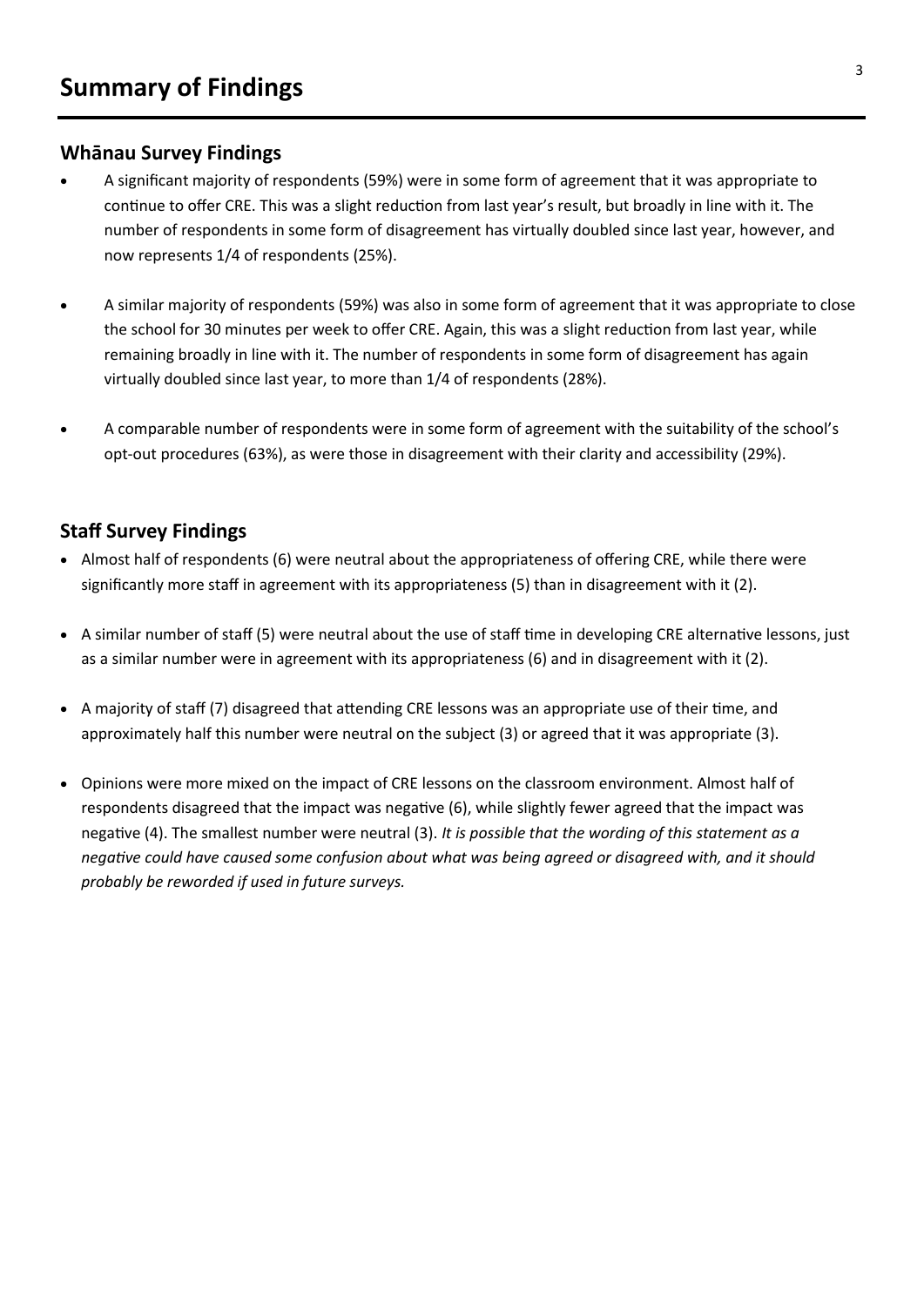# Summary of Findings

## Whānau Survey Findings

- A significant majority of respondents (59%) were in some form of agreement that it was appropriate to continue to offer CRE. This was a slight reduction from last year's result, but broadly in line with it. The number of respondents in some form of disagreement has virtually doubled since last year, however, and now represents 1/4 of respondents (25%).

- A similar majority of respondents (59%) was also in some form of agreement that it was appropriate to close the school for 30 minutes per week to offer CRE. Again, this was a slight reduction from last year, while remaining broadly in line with it. The number of respondents in some form of disagreement has again virtually doubled since last year, to more than 1/4 of respondents (28%).

- A comparable number of respondents were in some form of agreement with the suitability of the school's opt-out procedures (63%), as were those in disagreement with their clarity and accessibility (29%).

## Staff Survey Findings

- Almost half of respondents (6) were neutral about the appropriateness of offering CRE, while there were significantly more staff in agreement with its appropriateness (5) than in disagreement with it (2).

- A similar number of staff (5) were neutral about the use of staff time in developing CRE alternative lessons, just as a similar number were in agreement with its appropriateness (6) and in disagreement with it (2).

- A majority of staff (7) disagreed that attending CRE lessons was an appropriate use of their time, and approximately half this number were neutral on the subject (3) or agreed that it was appropriate (3).

- Opinions were more mixed on the impact of CRE lessons on the classroom environment. Almost half of respondents disagreed that the impact was negative (6), while slightly fewer agreed that the impact was negative (4). The smallest number were neutral (3). *It is possible that the wording of this statement as a negative could have caused some confusion about what was being agreed or disagreed with, and it should probably be reworded if used in future surveys.*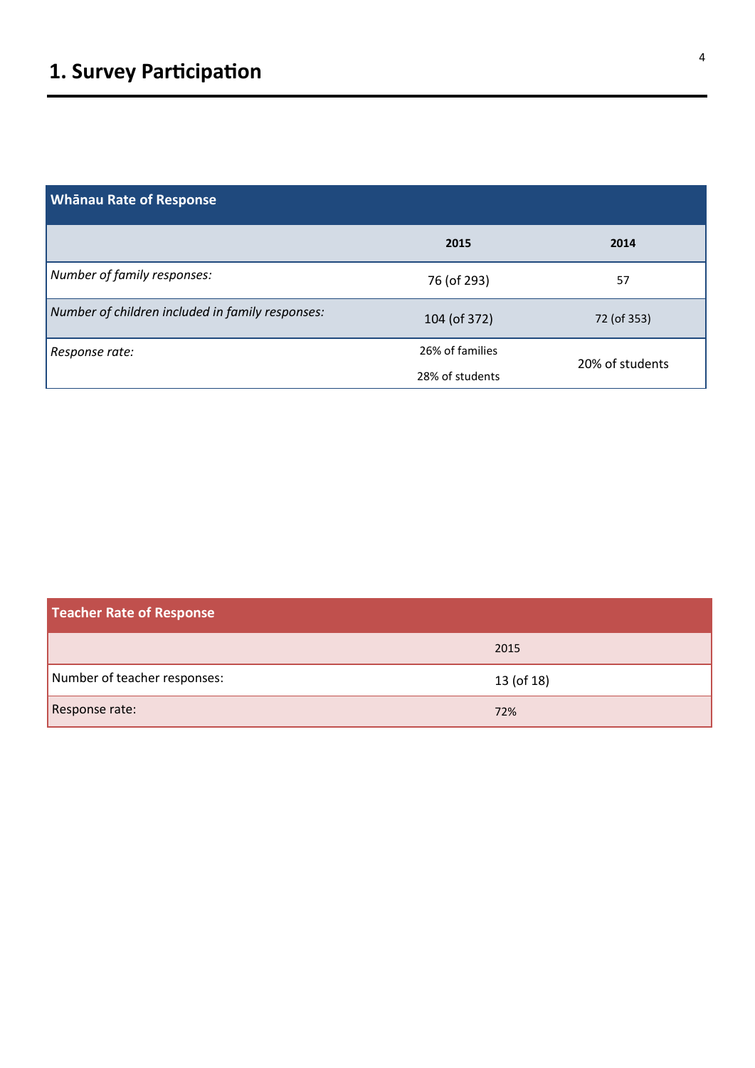# 1. Survey Participation

| Whānau Rate of Response | | |
|---|---|---|
| | **2015** | **2014** |
| *Number of family responses:* | 76 (of 293) | 57 |
| *Number of children included in family responses:* | 104 (of 372) | 72 (of 353) |
| *Response rate:* | 26% of families<br>28% of students | 20% of students |

| Teacher Rate of Response | |
|---|---|
| | 2015 |
| Number of teacher responses: | 13 (of 18) |
| Response rate: | 72% |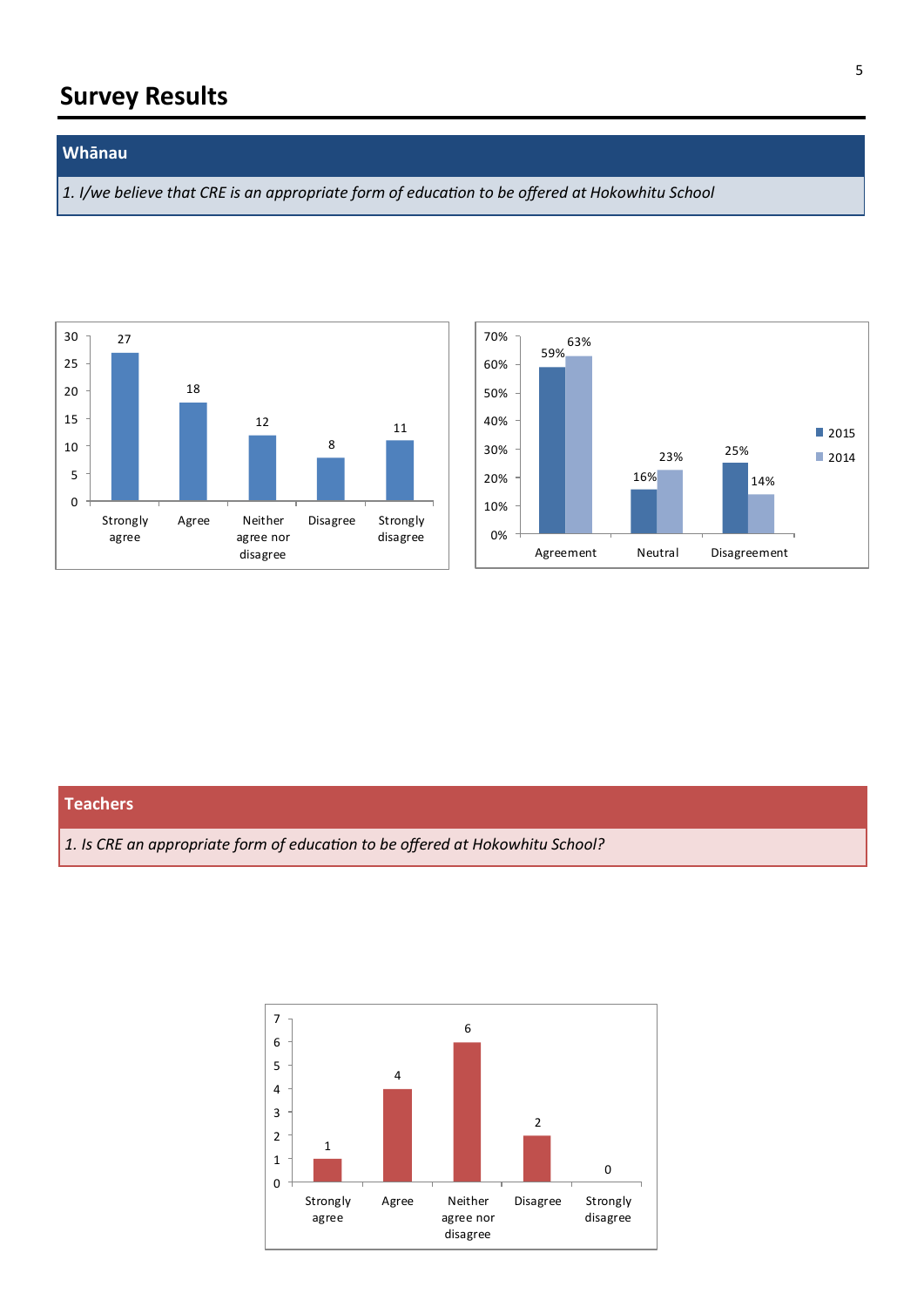# Survey Results

## Whānau

*1. I/we believe that CRE is an appropriate form of education to be offered at Hokowhitu School*

| Response | Count |
|---|---|
| Strongly agree | 27 |
| Agree | 18 |
| Neither agree nor disagree | 12 |
| Disagree | 8 |
| Strongly disagree | 11 |

| | 2015 | 2014 |
|---|---|---|
| Agreement | 59% | 63% |
| Neutral | 16% | 23% |
| Disagreement | 25% | 14% |

## Teachers

*1. Is CRE an appropriate form of education to be offered at Hokowhitu School?*

| Response | Count |
|---|---|
| Strongly agree | 1 |
| Agree | 4 |
| Neither agree nor disagree | 6 |
| Disagree | 2 |
| Strongly disagree | 0 |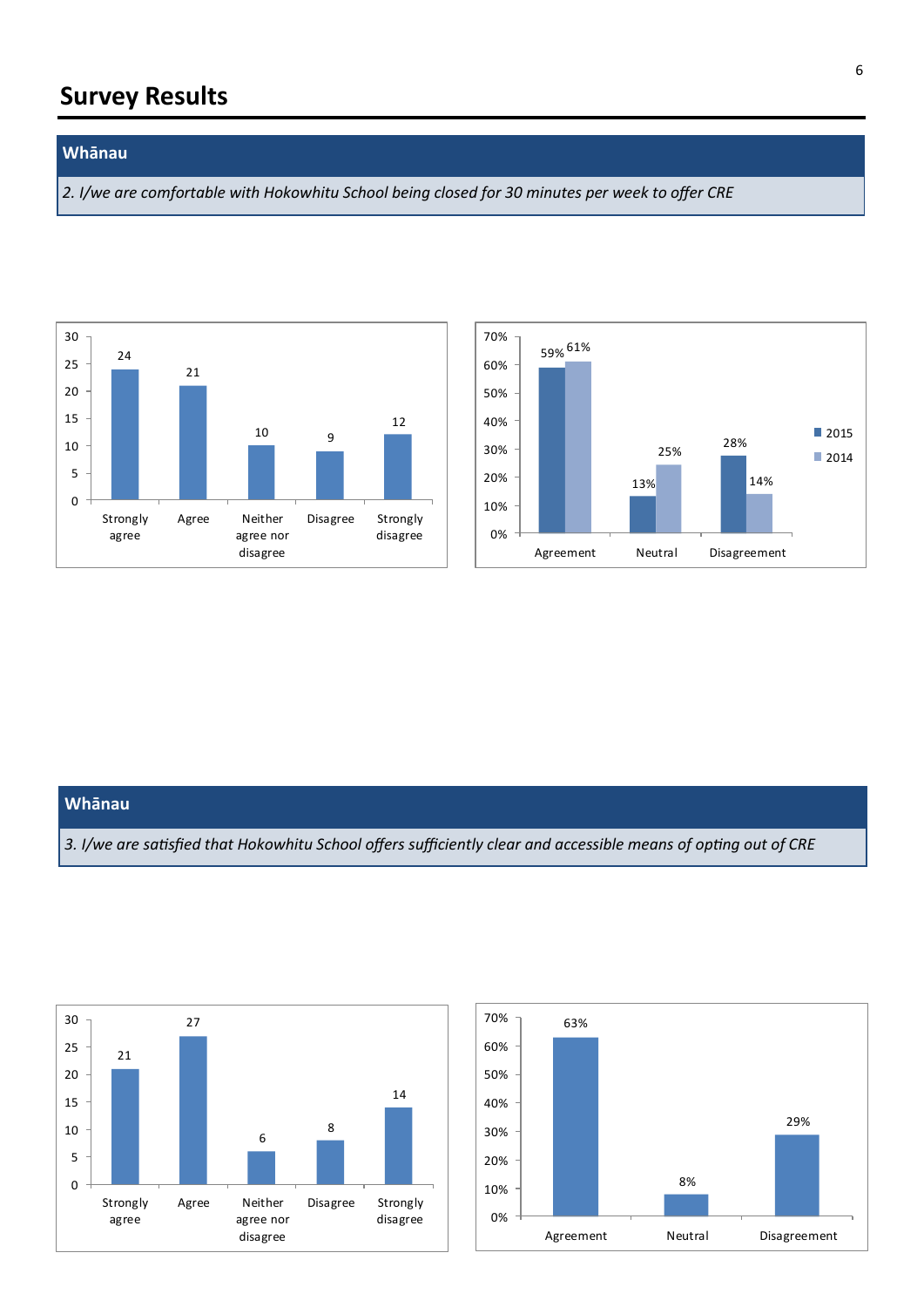## Survey Results

### Whānau

*2. I/we are comfortable with Hokowhitu School being closed for 30 minutes per week to offer CRE*

| Response | Count |
|---|---|
| Strongly agree | 24 |
| Agree | 21 |
| Neither agree nor disagree | 10 |
| Disagree | 9 |
| Strongly disagree | 12 |

| | 2015 | 2014 |
|---|---|---|
| Agreement | 59% | 61% |
| Neutral | 13% | 25% |
| Disagreement | 28% | 14% |

### Whānau

*3. I/we are satisfied that Hokowhitu School offers sufficiently clear and accessible means of opting out of CRE*

| Response | Count |
|---|---|
| Strongly agree | 21 |
| Agree | 27 |
| Neither agree nor disagree | 6 |
| Disagree | 8 |
| Strongly disagree | 14 |

| | Percentage |
|---|---|
| Agreement | 63% |
| Neutral | 8% |
| Disagreement | 29% |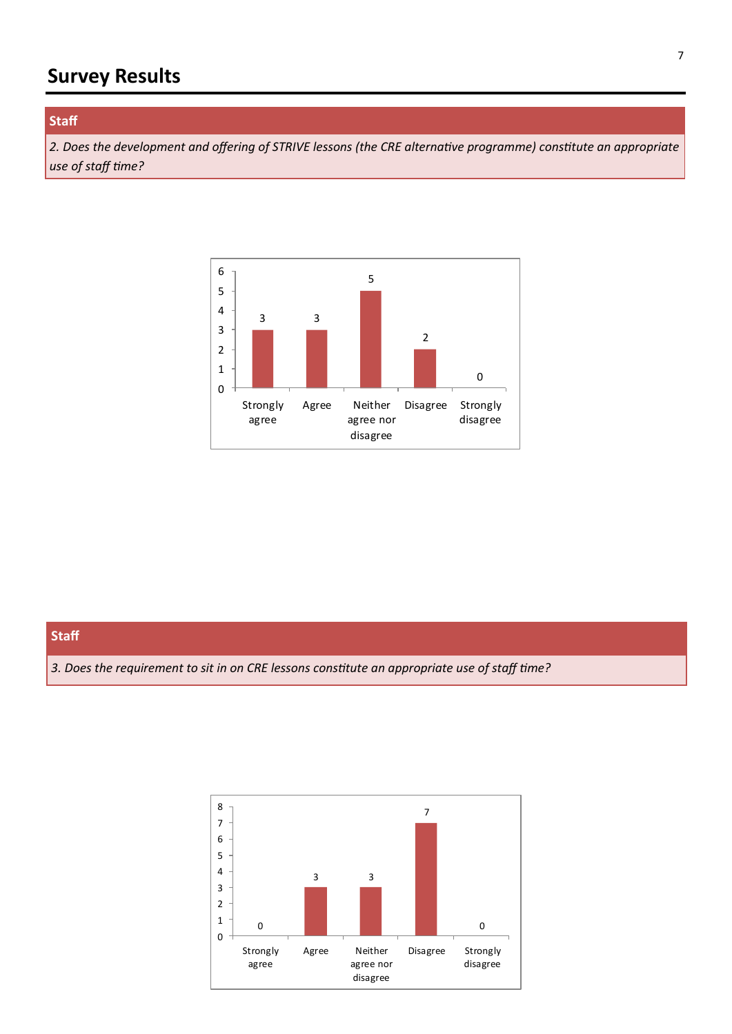# Survey Results

## Staff

*2. Does the development and offering of STRIVE lessons (the CRE alternative programme) constitute an appropriate use of staff time?*

| Response | Count |
|---|---|
| Strongly agree | 3 |
| Agree | 3 |
| Neither agree nor disagree | 5 |
| Disagree | 2 |
| Strongly disagree | 0 |

## Staff

*3. Does the requirement to sit in on CRE lessons constitute an appropriate use of staff time?*

| Response | Count |
|---|---|
| Strongly agree | 0 |
| Agree | 3 |
| Neither agree nor disagree | 3 |
| Disagree | 7 |
| Strongly disagree | 0 |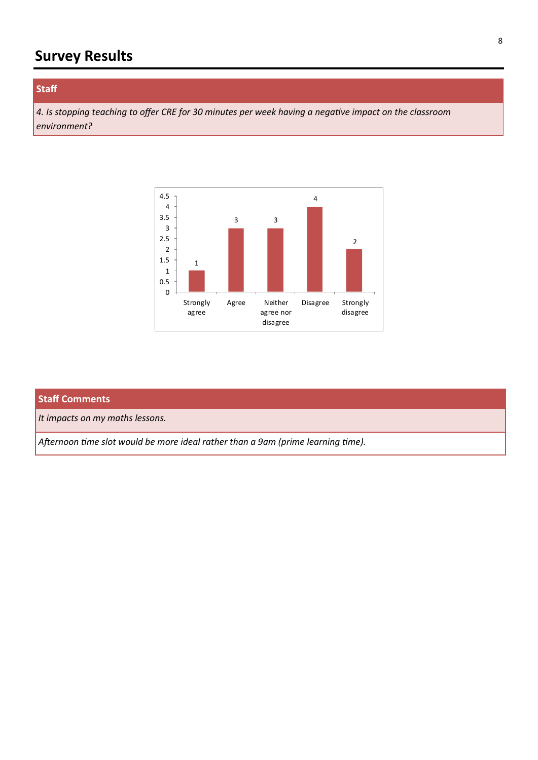# Survey Results

## Staff

*4. Is stopping teaching to offer CRE for 30 minutes per week having a negative impact on the classroom environment?*

4.5
4
3.5
3
2.5
2
1.5
1
0.5
0

1
3
3
4
2

Strongly agree
Agree
Neither agree nor disagree
Disagree
Strongly disagree

## Staff Comments

*It impacts on my maths lessons.*

*Afternoon time slot would be more ideal rather than a 9am (prime learning time).*